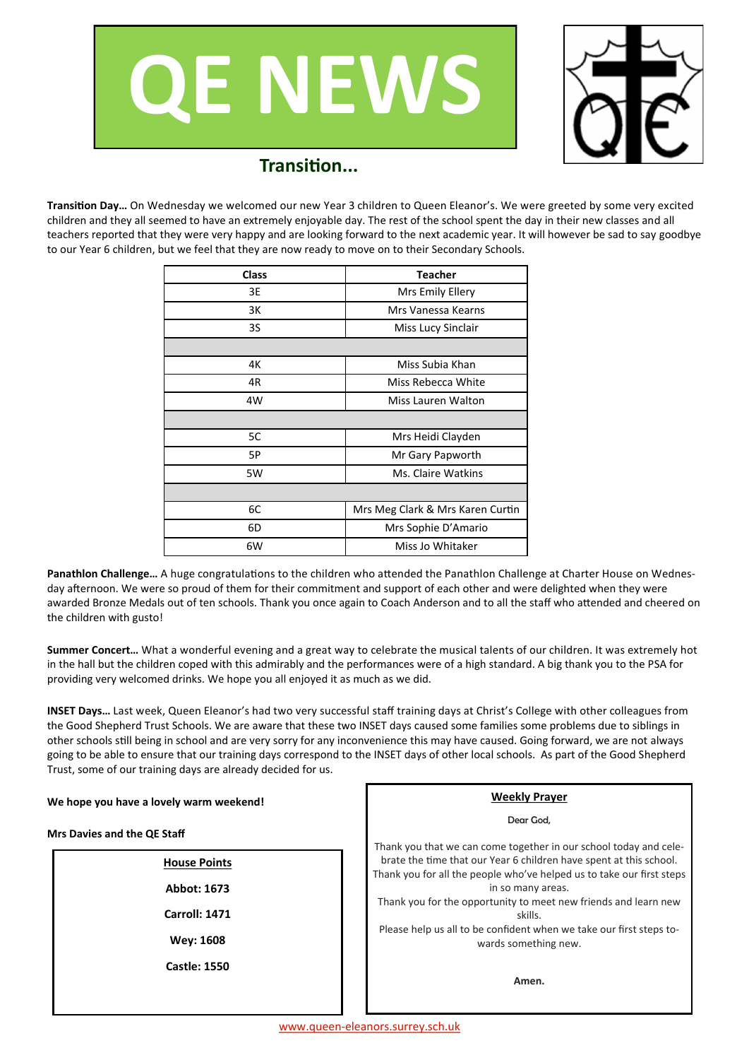# QE NEWS

## Transition...

**Transition Day…** On Wednesday we welcomed our new Year 3 children to Queen Eleanor's. We were greeted by some very excited children and they all seemed to have an extremely enjoyable day. The rest of the school spent the day in their new classes and all teachers reported that they were very happy and are looking forward to the next academic year. It will however be sad to say goodbye to our Year 6 children, but we feel that they are now ready to move on to their Secondary Schools.

| Class | Teacher |
|---|---|
| 3E | Mrs Emily Ellery |
| 3K | Mrs Vanessa Kearns |
| 3S | Miss Lucy Sinclair |
| | |
| 4K | Miss Subia Khan |
| 4R | Miss Rebecca White |
| 4W | Miss Lauren Walton |
| | |
| 5C | Mrs Heidi Clayden |
| 5P | Mr Gary Papworth |
| 5W | Ms. Claire Watkins |
| | |
| 6C | Mrs Meg Clark & Mrs Karen Curtin |
| 6D | Mrs Sophie D'Amario |
| 6W | Miss Jo Whitaker |

**Panathlon Challenge…** A huge congratulations to the children who attended the Panathlon Challenge at Charter House on Wednesday afternoon. We were so proud of them for their commitment and support of each other and were delighted when they were awarded Bronze Medals out of ten schools. Thank you once again to Coach Anderson and to all the staff who attended and cheered on the children with gusto!

**Summer Concert…** What a wonderful evening and a great way to celebrate the musical talents of our children. It was extremely hot in the hall but the children coped with this admirably and the performances were of a high standard. A big thank you to the PSA for providing very welcomed drinks. We hope you all enjoyed it as much as we did.

**INSET Days…** Last week, Queen Eleanor's had two very successful staff training days at Christ's College with other colleagues from the Good Shepherd Trust Schools. We are aware that these two INSET days caused some families some problems due to siblings in other schools still being in school and are very sorry for any inconvenience this may have caused. Going forward, we are not always going to be able to ensure that our training days correspond to the INSET days of other local schools. As part of the Good Shepherd Trust, some of our training days are already decided for us.

**We hope you have a lovely warm weekend!**

**Mrs Davies and the QE Staff**

**House Points**

**Abbot: 1673**

**Carroll: 1471**

**Wey: 1608**

**Castle: 1550**

**Weekly Prayer**

Dear God,

Thank you that we can come together in our school today and celebrate the time that our Year 6 children have spent at this school.
Thank you for all the people who've helped us to take our first steps in so many areas.
Thank you for the opportunity to meet new friends and learn new skills.
Please help us all to be confident when we take our first steps towards something new.

**Amen.**

www.queen-eleanors.surrey.sch.uk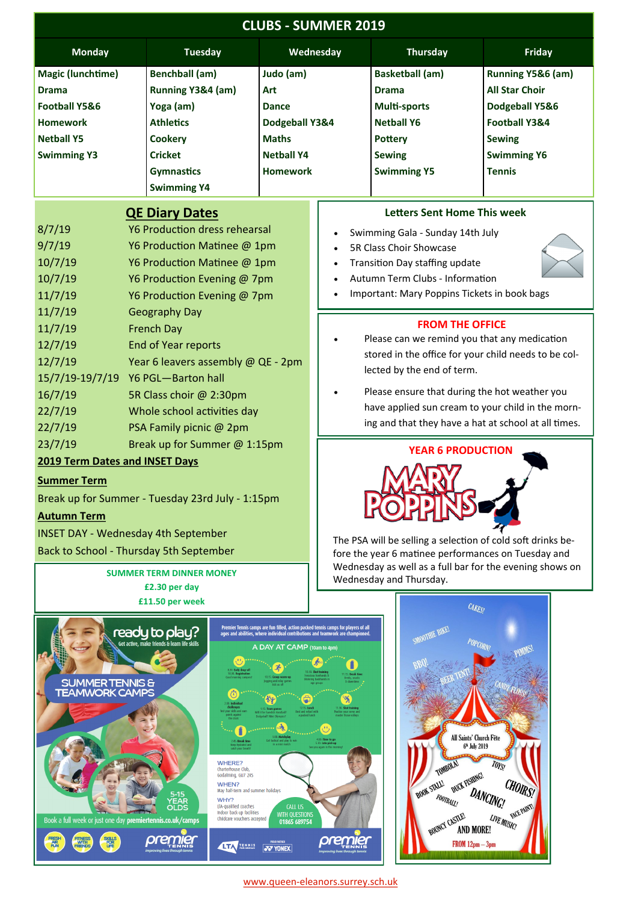# CLUBS - SUMMER 2019

| Monday | Tuesday | Wednesday | Thursday | Friday |
|---|---|---|---|---|
| Magic (lunchtime) | Benchball (am) | Judo (am) | Basketball (am) | Running Y5&6 (am) |
| Drama | Running Y3&4 (am) | Art | Drama | All Star Choir |
| Football Y5&6 | Yoga (am) | Dance | Multi-sports | Dodgeball Y5&6 |
| Homework | Athletics | Dodgeball Y3&4 | Netball Y6 | Football Y3&4 |
| Netball Y5 | Cookery | Maths | Pottery | Sewing |
| Swimming Y3 | Cricket | Netball Y4 | Sewing | Swimming Y6 |
| | Gymnastics | Homework | Swimming Y5 | Tennis |
| | Swimming Y4 | | | |

## QE Diary Dates

| | |
|---|---|
| 8/7/19 | Y6 Production dress rehearsal |
| 9/7/19 | Y6 Production Matinee @ 1pm |
| 10/7/19 | Y6 Production Matinee @ 1pm |
| 10/7/19 | Y6 Production Evening @ 7pm |
| 11/7/19 | Y6 Production Evening @ 7pm |
| 11/7/19 | Geography Day |
| 11/7/19 | French Day |
| 12/7/19 | End of Year reports |
| 12/7/19 | Year 6 leavers assembly @ QE - 2pm |
| 15/7/19-19/7/19 | Y6 PGL—Barton hall |
| 16/7/19 | 5R Class choir @ 2:30pm |
| 22/7/19 | Whole school activities day |
| 22/7/19 | PSA Family picnic @ 2pm |
| 23/7/19 | Break up for Summer @ 1:15pm |

### 2019 Term Dates and INSET Days

**Summer Term**

Break up for Summer - Tuesday 23rd July - 1:15pm

**Autumn Term**

INSET DAY - Wednesday 4th September

Back to School - Thursday 5th September

**SUMMER TERM DINNER MONEY**

**£2.30 per day**

**£11.50 per week**

## Letters Sent Home This week

- Swimming Gala - Sunday 14th July
- 5R Class Choir Showcase
- Transition Day staffing update
- Autumn Term Clubs - Information
- Important: Mary Poppins Tickets in book bags

## FROM THE OFFICE

- Please can we remind you that any medication stored in the office for your child needs to be collected by the end of term.
- Please ensure that during the hot weather you have applied sun cream to your child in the morning and that they have a hat at school at all times.

## YEAR 6 PRODUCTION

MARY POPPINS

The PSA will be selling a selection of cold soft drinks before the year 6 matinee performances on Tuesday and Wednesday as well as a full bar for the evening shows on Wednesday and Thursday.

ready to play? Get active, make friends & learn life skills

SUMMER TENNIS & TEAMWORK CAMPS

5-15 YEAR OLDS

Book a full week or just one day premiertennis.co.uk/camps

Premier Tennis camps are fun filled, action packed tennis camps for players of all ages and abilities, where individual contributions and teamwork are championed.

A DAY AT CAMP (10am to 4pm)

WHERE? Charterhouse Club, Godalming, GU7 2XS

WHEN? May half-term and summer holidays

WHY? LTA-qualified coaches, Indoor back-up facilities, Childcare vouchers accepted

CALL US WITH QUESTIONS 01865 689754

All Saints' Church Fête

6th July 2019

CAKES! SMOOTHIE BIKE! POPCORN! PIMMS! BBQ! BEER TENT! CANDY FLOSS! TOMBOLA! TOYS! BOOK STALL! DUCK FISHING! CHOIRS! FOOTBALL! DANCING! FACE PAINT! BOUNCY CASTLE! LIVE MUSIC! AND MORE!

FROM 12pm – 3pm

www.queen-eleanors.surrey.sch.uk